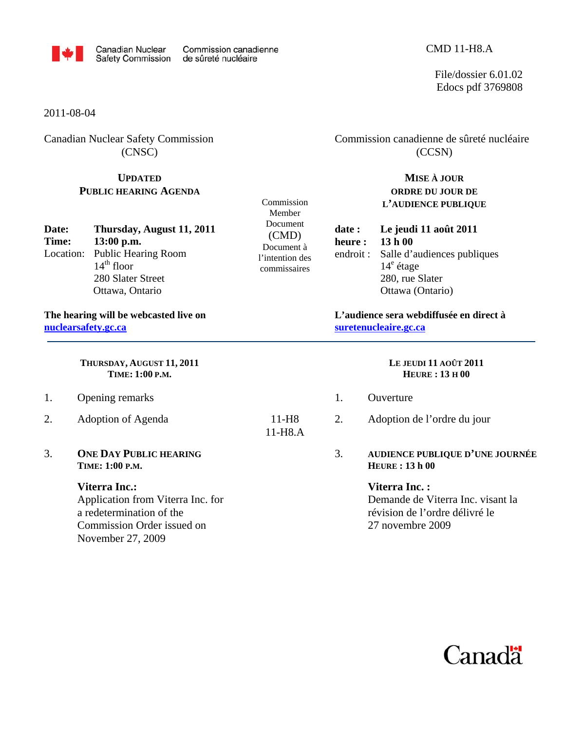Canadian Nuclear Safety Commission / Commission canadienne de sûreté nucléaire

CMD 11-H8.A

File/dossier 6.01.02
Edocs pdf 3769808

2011-08-04

Canadian Nuclear Safety Commission (CNSC)

Commission canadienne de sûreté nucléaire (CCSN)

## UPDATED PUBLIC HEARING AGENDA

## MISE À JOUR ORDRE DU JOUR DE L'AUDIENCE PUBLIQUE

**Date:** **Thursday, August 11, 2011**
**Time:** **13:00 p.m.**
Location: Public Hearing Room
14th floor
280 Slater Street
Ottawa, Ontario

**date :** **Le jeudi 11 août 2011**
**heure :** **13 h 00**
endroit : Salle d'audiences publiques
14e étage
280, rue Slater
Ottawa (Ontario)

**The hearing will be webcasted live on nuclearsafety.gc.ca**

**L'audience sera webdiffusée en direct à suretenucleaire.gc.ca**

---

### THURSDAY, AUGUST 11, 2011 — TIME: 1:00 P.M.

### LE JEUDI 11 AOÛT 2011 — HEURE : 13 H 00

| | English | Commission Member Document (CMD) / Document à l'intention des commissaires | | Français |
|---|---|---|---|---|
| 1. | Opening remarks | | 1. | Ouverture |
| 2. | Adoption of Agenda | 11-H8<br>11-H8.A | 2. | Adoption de l'ordre du jour |
| 3. | **ONE DAY PUBLIC HEARING**<br>**TIME: 1:00 P.M.**<br><br>**Viterra Inc.:**<br>Application from Viterra Inc. for a redetermination of the Commission Order issued on November 27, 2009 | | 3. | **AUDIENCE PUBLIQUE D'UNE JOURNÉE**<br>**HEURE : 13 h 00**<br><br>**Viterra Inc. :**<br>Demande de Viterra Inc. visant la révision de l'ordre délivré le 27 novembre 2009 |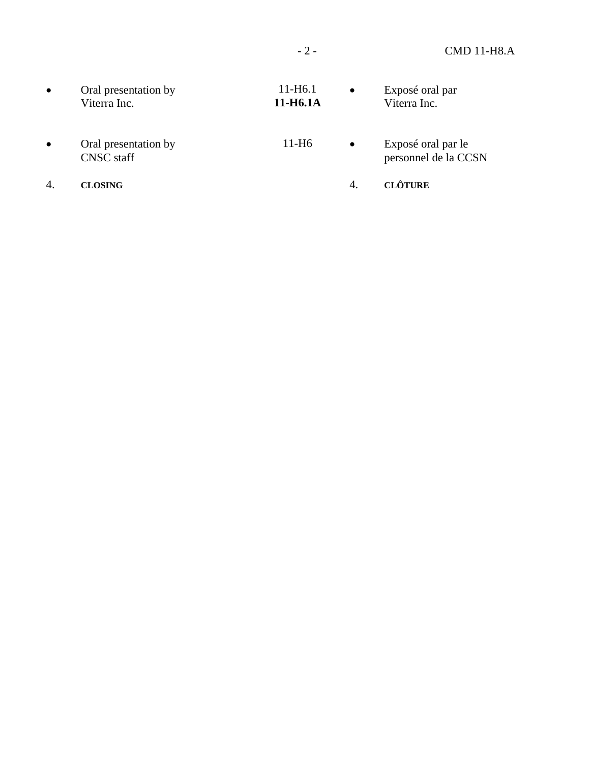| | | | |
|---|---|---|---|
| • Oral presentation by Viterra Inc. | 11-H6.1 **11-H6.1A** | • Exposé oral par Viterra Inc. |
| • Oral presentation by CNSC staff | 11-H6 | • Exposé oral par le personnel de la CCSN |
| 4. CLOSING | | 4. CLÔTURE |